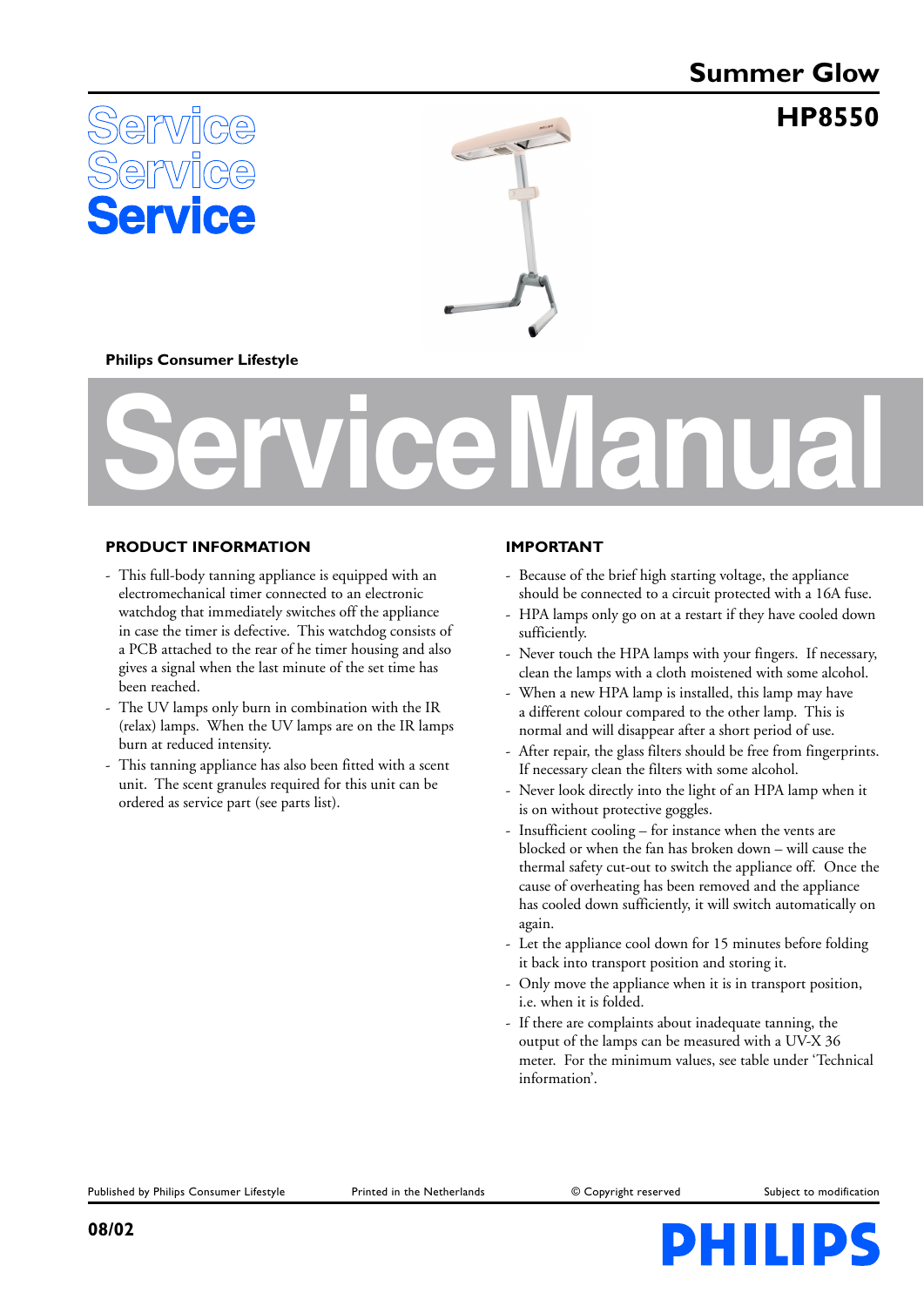# Summer Glow

## HP8550

Service
Service
Service

Philips Consumer Lifestyle

# Service Manual

## PRODUCT INFORMATION

- This full-body tanning appliance is equipped with an electromechanical timer connected to an electronic watchdog that immediately switches off the appliance in case the timer is defective. This watchdog consists of a PCB attached to the rear of he timer housing and also gives a signal when the last minute of the set time has been reached.
- The UV lamps only burn in combination with the IR (relax) lamps. When the UV lamps are on the IR lamps burn at reduced intensity.
- This tanning appliance has also been fitted with a scent unit. The scent granules required for this unit can be ordered as service part (see parts list).

## IMPORTANT

- Because of the brief high starting voltage, the appliance should be connected to a circuit protected with a 16A fuse.
- HPA lamps only go on at a restart if they have cooled down sufficiently.
- Never touch the HPA lamps with your fingers. If necessary, clean the lamps with a cloth moistened with some alcohol.
- When a new HPA lamp is installed, this lamp may have a different colour compared to the other lamp. This is normal and will disappear after a short period of use.
- After repair, the glass filters should be free from fingerprints. If necessary clean the filters with some alcohol.
- Never look directly into the light of an HPA lamp when it is on without protective goggles.
- Insufficient cooling – for instance when the vents are blocked or when the fan has broken down – will cause the thermal safety cut-out to switch the appliance off. Once the cause of overheating has been removed and the appliance has cooled down sufficiently, it will switch automatically on again.
- Let the appliance cool down for 15 minutes before folding it back into transport position and storing it.
- Only move the appliance when it is in transport position, i.e. when it is folded.
- If there are complaints about inadequate tanning, the output of the lamps can be measured with a UV-X 36 meter. For the minimum values, see table under 'Technical information'.

Published by Philips Consumer Lifestyle | Printed in the Netherlands | © Copyright reserved | Subject to modification

08/02

PHILIPS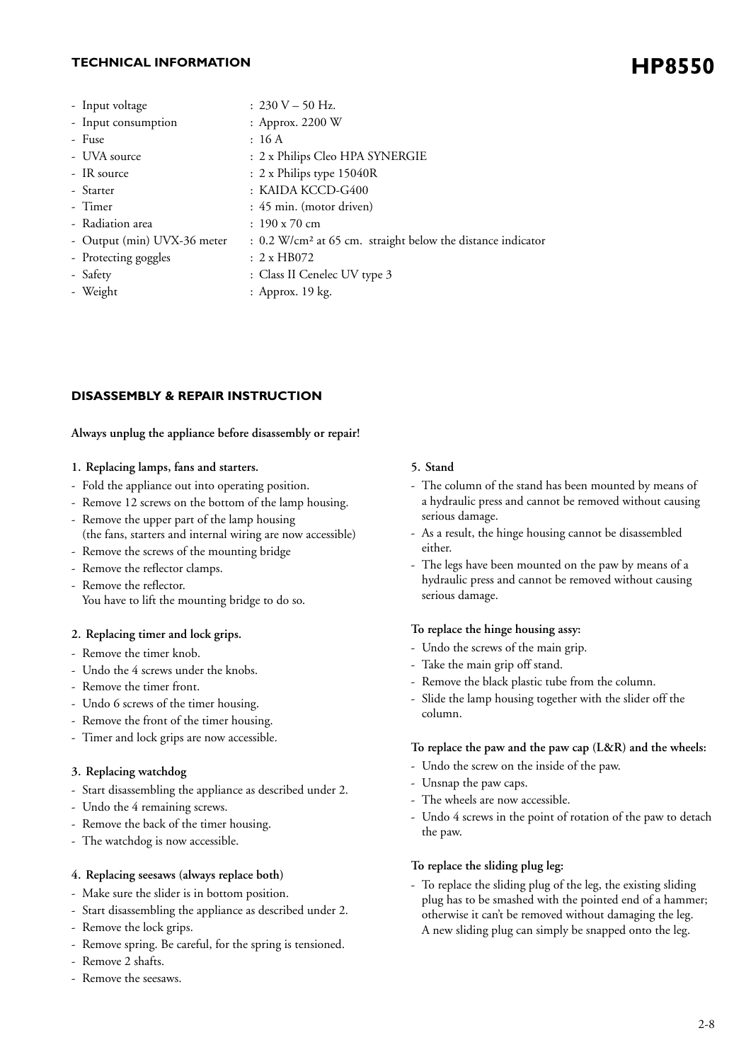## TECHNICAL INFORMATION

# HP8550

| | |
|---|---|
| - Input voltage | : 230 V – 50 Hz. |
| - Input consumption | : Approx. 2200 W |
| - Fuse | : 16 A |
| - UVA source | : 2 x Philips Cleo HPA SYNERGIE |
| - IR source | : 2 x Philips type 15040R |
| - Starter | : KAIDA KCCD-G400 |
| - Timer | : 45 min. (motor driven) |
| - Radiation area | : 190 x 70 cm |
| - Output (min) UVX-36 meter | : 0.2 W/cm² at 65 cm. straight below the distance indicator |
| - Protecting goggles | : 2 x HB072 |
| - Safety | : Class II Cenelec UV type 3 |
| - Weight | : Approx. 19 kg. |

## DISASSEMBLY & REPAIR INSTRUCTION

**Always unplug the appliance before disassembly or repair!**

**1. Replacing lamps, fans and starters.**

- Fold the appliance out into operating position.
- Remove 12 screws on the bottom of the lamp housing.
- Remove the upper part of the lamp housing (the fans, starters and internal wiring are now accessible)
- Remove the screws of the mounting bridge
- Remove the reflector clamps.
- Remove the reflector. You have to lift the mounting bridge to do so.

**2. Replacing timer and lock grips.**

- Remove the timer knob.
- Undo the 4 screws under the knobs.
- Remove the timer front.
- Undo 6 screws of the timer housing.
- Remove the front of the timer housing.
- Timer and lock grips are now accessible.

**3. Replacing watchdog**

- Start disassembling the appliance as described under 2.
- Undo the 4 remaining screws.
- Remove the back of the timer housing.
- The watchdog is now accessible.

**4. Replacing seesaws (always replace both)**

- Make sure the slider is in bottom position.
- Start disassembling the appliance as described under 2.
- Remove the lock grips.
- Remove spring. Be careful, for the spring is tensioned.
- Remove 2 shafts.
- Remove the seesaws.

**5. Stand**

- The column of the stand has been mounted by means of a hydraulic press and cannot be removed without causing serious damage.
- As a result, the hinge housing cannot be disassembled either.
- The legs have been mounted on the paw by means of a hydraulic press and cannot be removed without causing serious damage.

**To replace the hinge housing assy:**

- Undo the screws of the main grip.
- Take the main grip off stand.
- Remove the black plastic tube from the column.
- Slide the lamp housing together with the slider off the column.

**To replace the paw and the paw cap (L&R) and the wheels:**

- Undo the screw on the inside of the paw.
- Unsnap the paw caps.
- The wheels are now accessible.
- Undo 4 screws in the point of rotation of the paw to detach the paw.

**To replace the sliding plug leg:**

- To replace the sliding plug of the leg, the existing sliding plug has to be smashed with the pointed end of a hammer; otherwise it can't be removed without damaging the leg. A new sliding plug can simply be snapped onto the leg.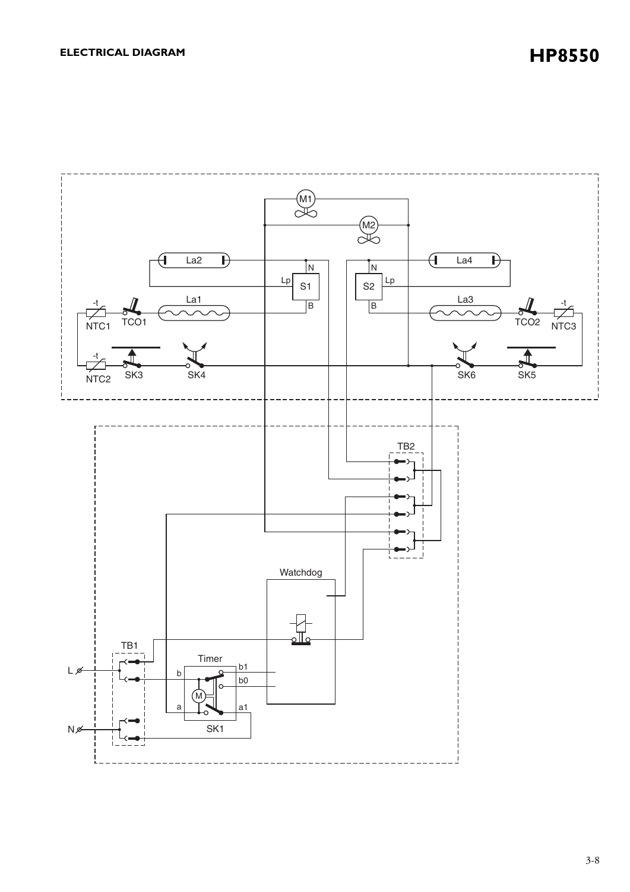## ELECTRICAL DIAGRAM

# HP8550

M1

M2

La2 N N La4

Lp S1 S2 Lp

La1 B B La3

-t -t

NTC1 TCO1 TCO2 NTC3

-t

NTC2 SK3 SK4 SK6 SK5

TB2

Watchdog

TB1

Timer

L b b1

b0

M

a a1

N SK1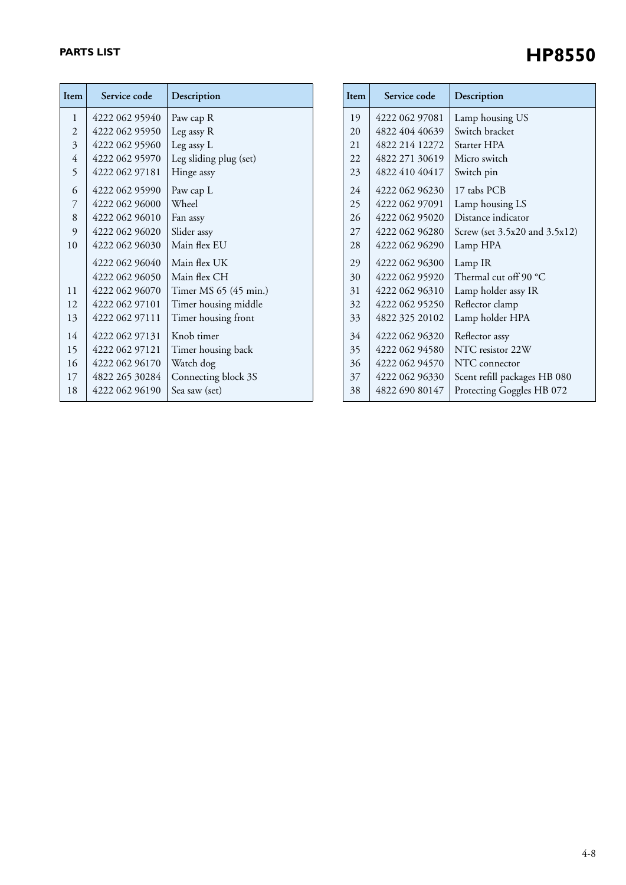# PARTS LIST

## HP8550

| Item | Service code | Description |
|---|---|---|
| 1 | 4222 062 95940 | Paw cap R |
| 2 | 4222 062 95950 | Leg assy R |
| 3 | 4222 062 95960 | Leg assy L |
| 4 | 4222 062 95970 | Leg sliding plug (set) |
| 5 | 4222 062 97181 | Hinge assy |
| 6 | 4222 062 95990 | Paw cap L |
| 7 | 4222 062 96000 | Wheel |
| 8 | 4222 062 96010 | Fan assy |
| 9 | 4222 062 96020 | Slider assy |
| 10 | 4222 062 96030 | Main flex EU |
| | 4222 062 96040 | Main flex UK |
| | 4222 062 96050 | Main flex CH |
| 11 | 4222 062 96070 | Timer MS 65 (45 min.) |
| 12 | 4222 062 97101 | Timer housing middle |
| 13 | 4222 062 97111 | Timer housing front |
| 14 | 4222 062 97131 | Knob timer |
| 15 | 4222 062 97121 | Timer housing back |
| 16 | 4222 062 96170 | Watch dog |
| 17 | 4822 265 30284 | Connecting block 3S |
| 18 | 4222 062 96190 | Sea saw (set) |
| 19 | 4222 062 97081 | Lamp housing US |
| 20 | 4822 404 40639 | Switch bracket |
| 21 | 4822 214 12272 | Starter HPA |
| 22 | 4822 271 30619 | Micro switch |
| 23 | 4822 410 40417 | Switch pin |
| 24 | 4222 062 96230 | 17 tabs PCB |
| 25 | 4222 062 97091 | Lamp housing LS |
| 26 | 4222 062 95020 | Distance indicator |
| 27 | 4222 062 96280 | Screw (set 3.5x20 and 3.5x12) |
| 28 | 4222 062 96290 | Lamp HPA |
| 29 | 4222 062 96300 | Lamp IR |
| 30 | 4222 062 95920 | Thermal cut off 90 °C |
| 31 | 4222 062 96310 | Lamp holder assy IR |
| 32 | 4222 062 95250 | Reflector clamp |
| 33 | 4822 325 20102 | Lamp holder HPA |
| 34 | 4222 062 96320 | Reflector assy |
| 35 | 4222 062 94580 | NTC resistor 22W |
| 36 | 4222 062 94570 | NTC connector |
| 37 | 4222 062 96330 | Scent refill packages HB 080 |
| 38 | 4822 690 80147 | Protecting Goggles HB 072 |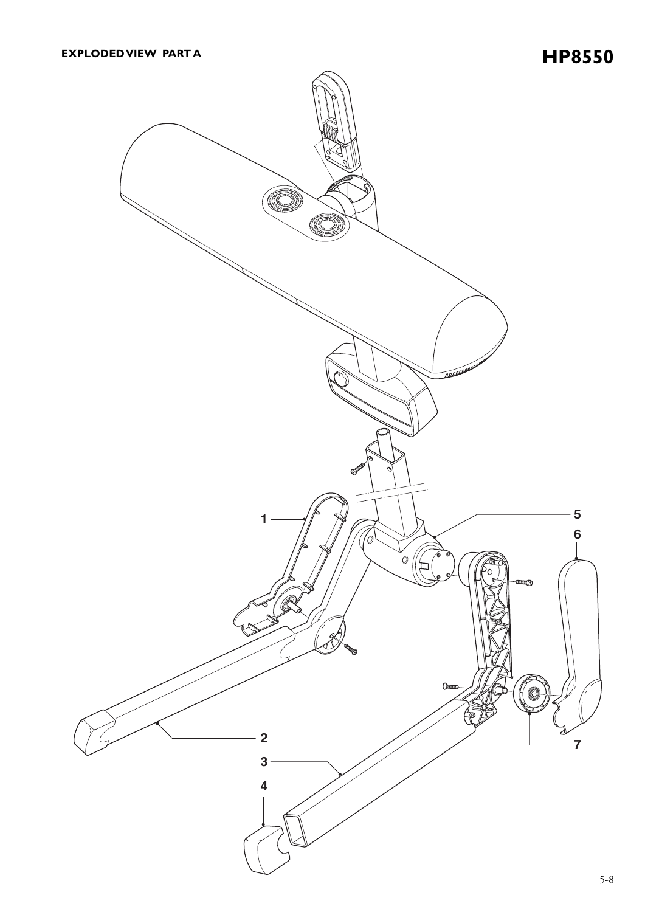# EXPLODED VIEW PART A

## HP8550

1

2

3

4

5

6

7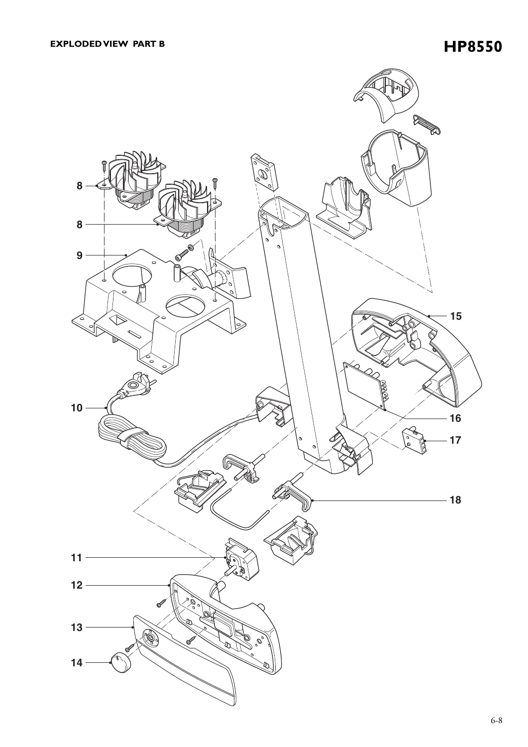**EXPLODED VIEW PART B**

## HP8550

8

8

9

10

15

16

17

18

11

12

13

14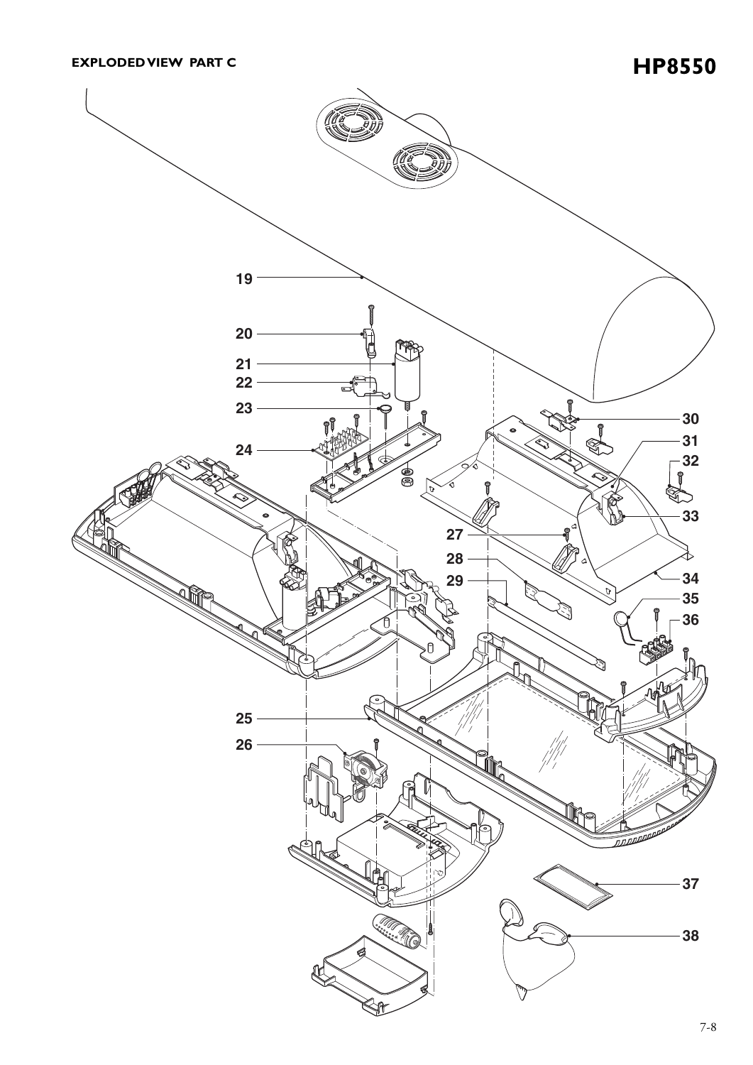# EXPLODED VIEW PART C

# HP8550

19

20

21

22

23

24

25

26

27

28

29

30

31

32

33

34

35

36

37

38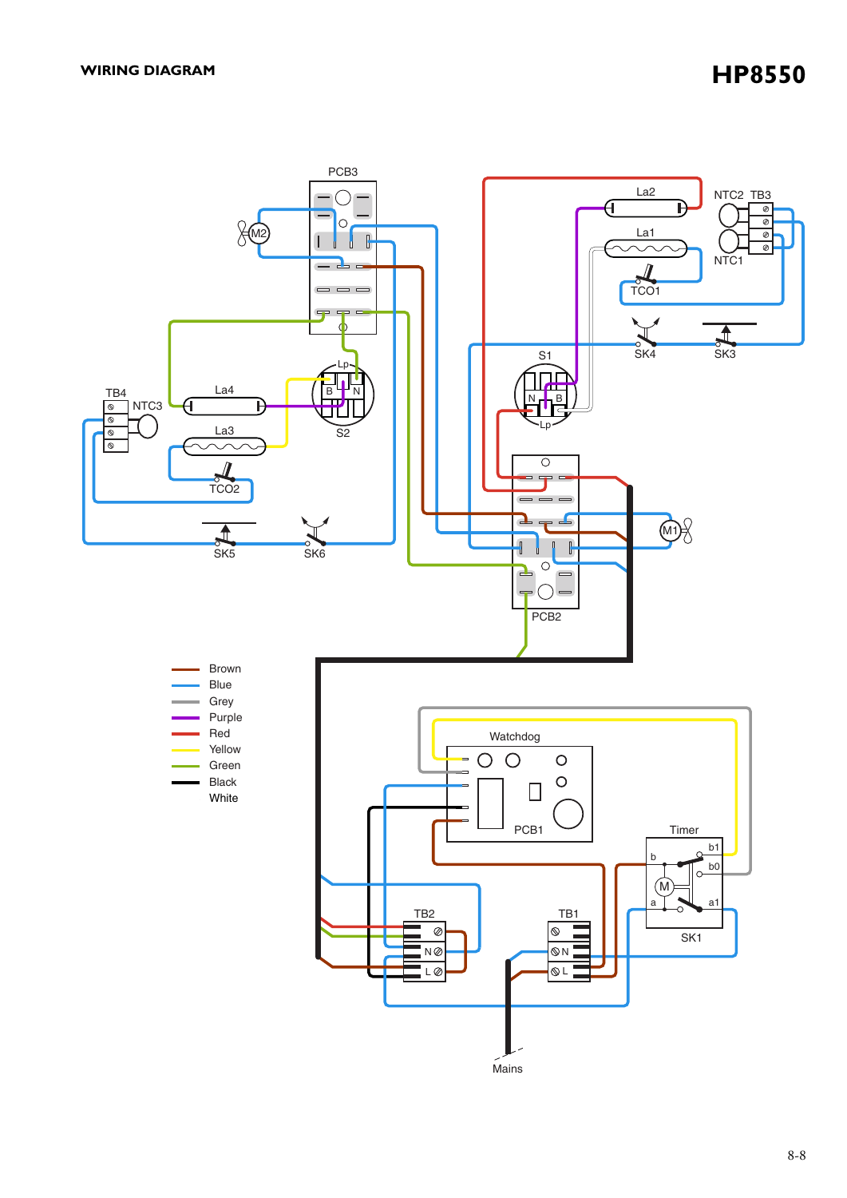**WIRING DIAGRAM**

# HP8550

PCB3

M2

La2

NTC2 TB3

La1

NTC1

TCO1

SK4

SK3

S1

N B

Lp

Lp

B N

S2

TB4

NTC3

La4

La3

TCO2

SK5

SK6

M1

PCB2

Brown
Blue
Grey
Purple
Red
Yellow
Green
Black
White

Watchdog

PCB1

Timer

b

b1

b0

M

a

a1

SK1

TB2

N

L

TB1

N

L

Mains